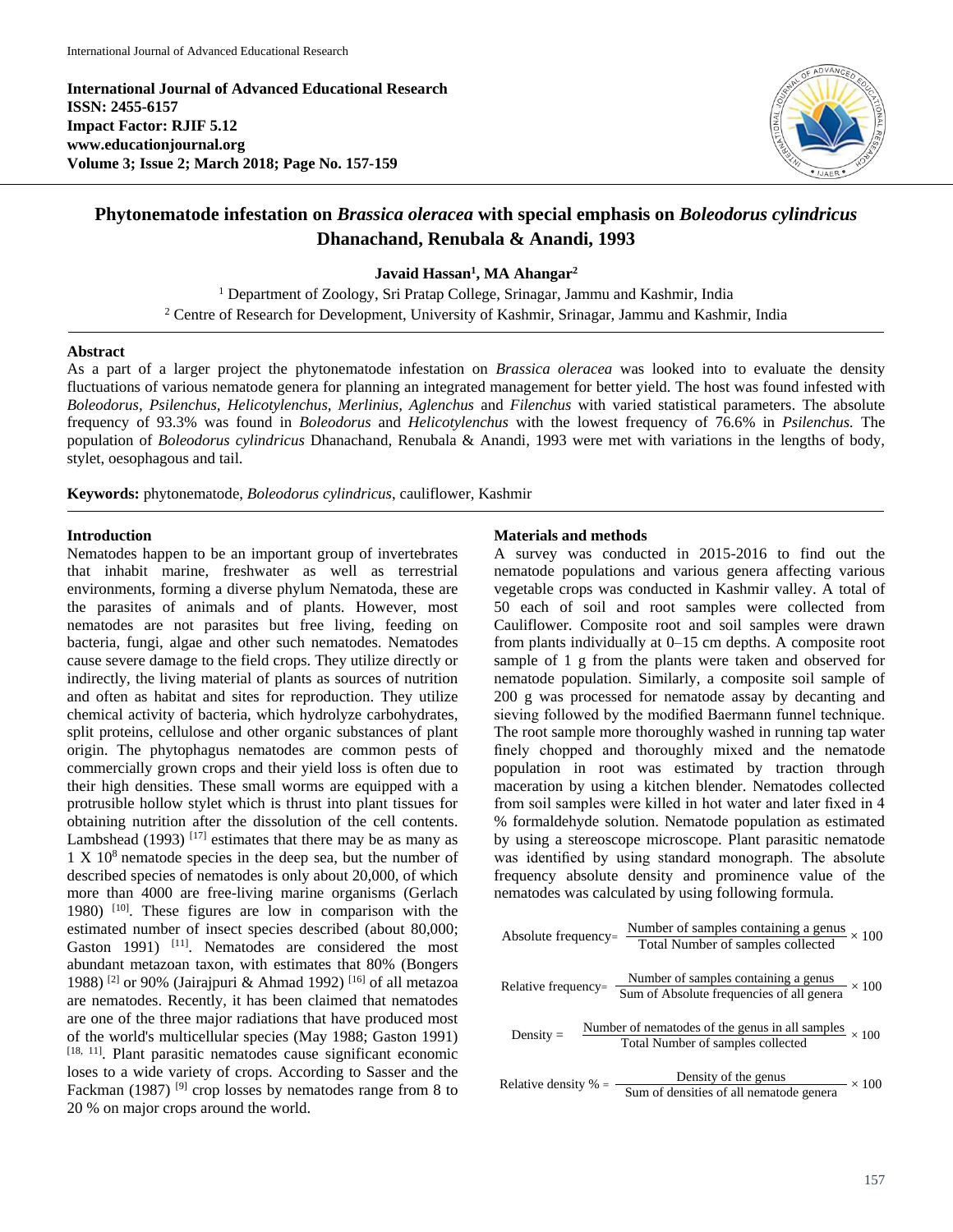**International Journal of Advanced Educational Research**
**ISSN: 2455-6157**
**Impact Factor: RJIF 5.12**
**www.educationjournal.org**
**Volume 3; Issue 2; March 2018; Page No. 157-159**

# Phytonematode infestation on *Brassica oleracea* with special emphasis on *Boleodorus cylindricus* Dhanachand, Renubala & Anandi, 1993

**Javaid Hassan[1], MA Ahangar[2]**

[1] Department of Zoology, Sri Pratap College, Srinagar, Jammu and Kashmir, India
[2] Centre of Research for Development, University of Kashmir, Srinagar, Jammu and Kashmir, India

## Abstract

As a part of a larger project the phytonematode infestation on *Brassica oleracea* was looked into to evaluate the density fluctuations of various nematode genera for planning an integrated management for better yield. The host was found infested with *Boleodorus, Psilenchus, Helicotylenchus, Merlinius, Aglenchus* and *Filenchus* with varied statistical parameters. The absolute frequency of 93.3% was found in *Boleodorus* and *Helicotylenchus* with the lowest frequency of 76.6% in *Psilenchus.* The population of *Boleodorus cylindricus* Dhanachand, Renubala & Anandi, 1993 were met with variations in the lengths of body, stylet, oesophagous and tail.

**Keywords:** phytonematode, *Boleodorus cylindricus*, cauliflower, Kashmir

## Introduction

Nematodes happen to be an important group of invertebrates that inhabit marine, freshwater as well as terrestrial environments, forming a diverse phylum Nematoda, these are the parasites of animals and of plants. However, most nematodes are not parasites but free living, feeding on bacteria, fungi, algae and other such nematodes. Nematodes cause severe damage to the field crops. They utilize directly or indirectly, the living material of plants as sources of nutrition and often as habitat and sites for reproduction. They utilize chemical activity of bacteria, which hydrolyze carbohydrates, split proteins, cellulose and other organic substances of plant origin. The phytophagus nematodes are common pests of commercially grown crops and their yield loss is often due to their high densities. These small worms are equipped with a protrusible hollow stylet which is thrust into plant tissues for obtaining nutrition after the dissolution of the cell contents. Lambshead (1993) [17] estimates that there may be as many as $1 \times 10^8$ nematode species in the deep sea, but the number of described species of nematodes is only about 20,000, of which more than 4000 are free-living marine organisms (Gerlach 1980) [10]. These figures are low in comparison with the estimated number of insect species described (about 80,000; Gaston 1991) [11]. Nematodes are considered the most abundant metazoan taxon, with estimates that 80% (Bongers 1988) [2] or 90% (Jairajpuri & Ahmad 1992) [16] of all metazoa are nematodes. Recently, it has been claimed that nematodes are one of the three major radiations that have produced most of the world's multicellular species (May 1988; Gaston 1991) [18, 11]. Plant parasitic nematodes cause significant economic loses to a wide variety of crops. According to Sasser and the Fackman (1987) [9] crop losses by nematodes range from 8 to 20 % on major crops around the world.

## Materials and methods

A survey was conducted in 2015-2016 to find out the nematode populations and various genera affecting various vegetable crops was conducted in Kashmir valley. A total of 50 each of soil and root samples were collected from Cauliflower. Composite root and soil samples were drawn from plants individually at 0–15 cm depths. A composite root sample of 1 g from the plants were taken and observed for nematode population. Similarly, a composite soil sample of 200 g was processed for nematode assay by decanting and sieving followed by the modified Baermann funnel technique. The root sample more thoroughly washed in running tap water finely chopped and thoroughly mixed and the nematode population in root was estimated by traction through maceration by using a kitchen blender. Nematodes collected from soil samples were killed in hot water and later fixed in 4 % formaldehyde solution. Nematode population as estimated by using a stereoscope microscope. Plant parasitic nematode was identified by using standard monograph. The absolute frequency absolute density and prominence value of the nematodes was calculated by using following formula.

$$\text{Absolute frequency} = \frac{\text{Number of samples containing a genus}}{\text{Total Number of samples collected}} \times 100$$

$$\text{Relative frequency} = \frac{\text{Number of samples containing a genus}}{\text{Sum of Absolute frequencies of all genera}} \times 100$$

$$\text{Density} = \frac{\text{Number of nematodes of the genus in all samples}}{\text{Total Number of samples collected}} \times 100$$

$$\text{Relative density \%} = \frac{\text{Density of the genus}}{\text{Sum of densities of all nematode genera}} \times 100$$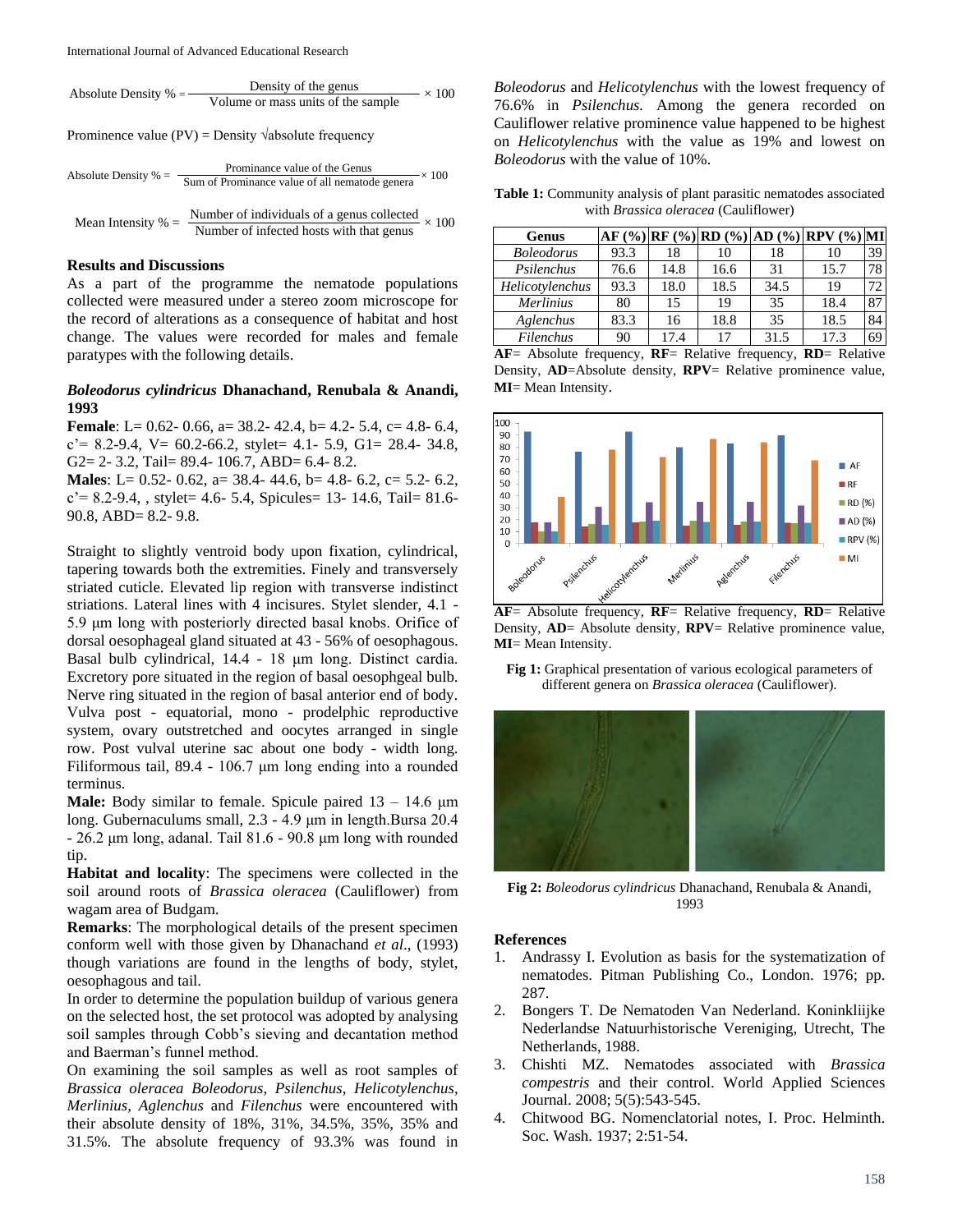$$\text{Absolute Density \%} = \frac{\text{Density of the genus}}{\text{Volume or mass units of the sample}} \times 100$$

Prominence value (PV) = Density √absolute frequency

$$\text{Absolute Density \%} = \frac{\text{Prominance value of the Genus}}{\text{Sum of Prominance value of all nematode genera}} \times 100$$

$$\text{Mean Intensity \%} = \frac{\text{Number of individuals of a genus collected}}{\text{Number of infected hosts with that genus}} \times 100$$

## Results and Discussions

As a part of the programme the nematode populations collected were measured under a stereo zoom microscope for the record of alterations as a consequence of habitat and host change. The values were recorded for males and female paratypes with the following details.

### *Boleodorus cylindricus* Dhanachand, Renubala & Anandi, 1993

**Female**: L= 0.62- 0.66, a= 38.2- 42.4, b= 4.2- 5.4, c= 4.8- 6.4, c'= 8.2-9.4, V= 60.2-66.2, stylet= 4.1- 5.9, G1= 28.4- 34.8, G2= 2- 3.2, Tail= 89.4- 106.7, ABD= 6.4- 8.2.

**Males**: L= 0.52- 0.62, a= 38.4- 44.6, b= 4.8- 6.2, c= 5.2- 6.2, c'= 8.2-9.4, , stylet= 4.6- 5.4, Spicules= 13- 14.6, Tail= 81.6- 90.8, ABD= 8.2- 9.8.

Straight to slightly ventroid body upon fixation, cylindrical, tapering towards both the extremities. Finely and transversely striated cuticle. Elevated lip region with transverse indistinct striations. Lateral lines with 4 incisures. Stylet slender, 4.1 - 5.9 µm long with posteriorly directed basal knobs. Orifice of dorsal oesophageal gland situated at 43 - 56% of oesophagous. Basal bulb cylindrical, 14.4 - 18 µm long. Distinct cardia. Excretory pore situated in the region of basal oesophgeal bulb. Nerve ring situated in the region of basal anterior end of body. Vulva post - equatorial, mono - prodelphic reproductive system, ovary outstretched and oocytes arranged in single row. Post vulval uterine sac about one body - width long. Filiformous tail, 89.4 - 106.7 µm long ending into a rounded terminus.

**Male:** Body similar to female. Spicule paired 13 – 14.6 µm long. Gubernaculums small, 2.3 - 4.9 µm in length.Bursa 20.4 - 26.2 µm long, adanal. Tail 81.6 - 90.8 µm long with rounded tip.

**Habitat and locality**: The specimens were collected in the soil around roots of *Brassica oleracea* (Cauliflower) from wagam area of Budgam.

**Remarks**: The morphological details of the present specimen conform well with those given by Dhanachand *et al*., (1993) though variations are found in the lengths of body, stylet, oesophagous and tail.

In order to determine the population buildup of various genera on the selected host, the set protocol was adopted by analysing soil samples through Cobb's sieving and decantation method and Baerman's funnel method.

On examining the soil samples as well as root samples of *Brassica oleracea Boleodorus*, *Psilenchus*, *Helicotylenchus*, *Merlinius*, *Aglenchus* and *Filenchus* were encountered with their absolute density of 18%, 31%, 34.5%, 35%, 35% and 31.5%. The absolute frequency of 93.3% was found in *Boleodorus* and *Helicotylenchus* with the lowest frequency of 76.6% in *Psilenchus.* Among the genera recorded on Cauliflower relative prominence value happened to be highest on *Helicotylenchus* with the value as 19% and lowest on *Boleodorus* with the value of 10%.

**Table 1:** Community analysis of plant parasitic nematodes associated with *Brassica oleracea* (Cauliflower)

| Genus | AF (%) | RF (%) | RD (%) | AD (%) | RPV (%) | MI |
|---|---|---|---|---|---|---|
| *Boleodorus* | 93.3 | 18 | 10 | 18 | 10 | 39 |
| *Psilenchus* | 76.6 | 14.8 | 16.6 | 31 | 15.7 | 78 |
| *Helicotylenchus* | 93.3 | 18.0 | 18.5 | 34.5 | 19 | 72 |
| *Merlinius* | 80 | 15 | 19 | 35 | 18.4 | 87 |
| *Aglenchus* | 83.3 | 16 | 18.8 | 35 | 18.5 | 84 |
| *Filenchus* | 90 | 17.4 | 17 | 31.5 | 17.3 | 69 |

**AF**= Absolute frequency, **RF**= Relative frequency, **RD**= Relative Density, **AD**=Absolute density, **RPV**= Relative prominence value, **MI**= Mean Intensity.

**AF**= Absolute frequency, **RF**= Relative frequency, **RD**= Relative Density, **AD**= Absolute density, **RPV**= Relative prominence value, **MI**= Mean Intensity.

**Fig 1:** Graphical presentation of various ecological parameters of different genera on *Brassica oleracea* (Cauliflower).

**Fig 2:** *Boleodorus cylindricus* Dhanachand, Renubala & Anandi, 1993

## References

1. Andrassy I. Evolution as basis for the systematization of nematodes. Pitman Publishing Co., London. 1976; pp. 287.
2. Bongers T. De Nematoden Van Nederland. Koninklijke Nederlandse Natuurhistorische Vereniging, Utrecht, The Netherlands, 1988.
3. Chishti MZ. Nematodes associated with *Brassica compestris* and their control. World Applied Sciences Journal. 2008; 5(5):543-545.
4. Chitwood BG. Nomenclatorial notes, I. Proc. Helminth. Soc. Wash. 1937; 2:51-54.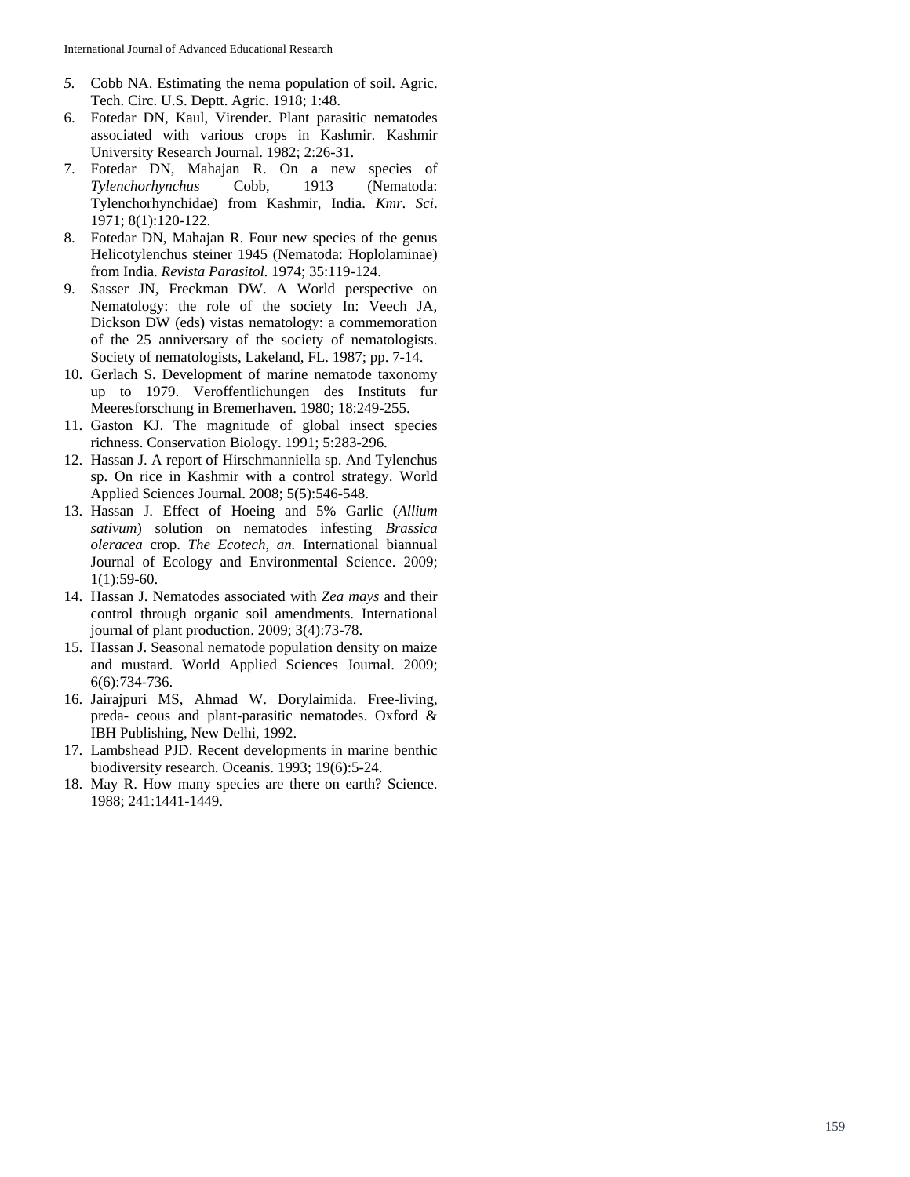5. Cobb NA. Estimating the nema population of soil. Agric. Tech. Circ. U.S. Deptt. Agric. 1918; 1:48.
6. Fotedar DN, Kaul, Virender. Plant parasitic nematodes associated with various crops in Kashmir. Kashmir University Research Journal. 1982; 2:26-31.
7. Fotedar DN, Mahajan R. On a new species of *Tylenchorhynchus* Cobb, 1913 (Nematoda: Tylenchorhynchidae) from Kashmir, India. *Kmr. Sci*. 1971; 8(1):120-122.
8. Fotedar DN, Mahajan R. Four new species of the genus Helicotylenchus steiner 1945 (Nematoda: Hoplolaminae) from India. *Revista Parasitol*. 1974; 35:119-124.
9. Sasser JN, Freckman DW. A World perspective on Nematology: the role of the society In: Veech JA, Dickson DW (eds) vistas nematology: a commemoration of the 25 anniversary of the society of nematologists. Society of nematologists, Lakeland, FL. 1987; pp. 7-14.
10. Gerlach S. Development of marine nematode taxonomy up to 1979. Veroffentlichungen des Instituts fur Meeresforschung in Bremerhaven. 1980; 18:249-255.
11. Gaston KJ. The magnitude of global insect species richness. Conservation Biology. 1991; 5:283-296.
12. Hassan J. A report of Hirschmanniella sp. And Tylenchus sp. On rice in Kashmir with a control strategy. World Applied Sciences Journal. 2008; 5(5):546-548.
13. Hassan J. Effect of Hoeing and 5% Garlic (*Allium sativum*) solution on nematodes infesting *Brassica oleracea* crop. *The Ecotech, an.* International biannual Journal of Ecology and Environmental Science. 2009; 1(1):59-60.
14. Hassan J. Nematodes associated with *Zea mays* and their control through organic soil amendments. International journal of plant production. 2009; 3(4):73-78.
15. Hassan J. Seasonal nematode population density on maize and mustard. World Applied Sciences Journal. 2009; 6(6):734-736.
16. Jairajpuri MS, Ahmad W. Dorylaimida. Free-living, preda- ceous and plant-parasitic nematodes. Oxford & IBH Publishing, New Delhi, 1992.
17. Lambshead PJD. Recent developments in marine benthic biodiversity research. Oceanis. 1993; 19(6):5-24.
18. May R. How many species are there on earth? Science. 1988; 241:1441-1449.